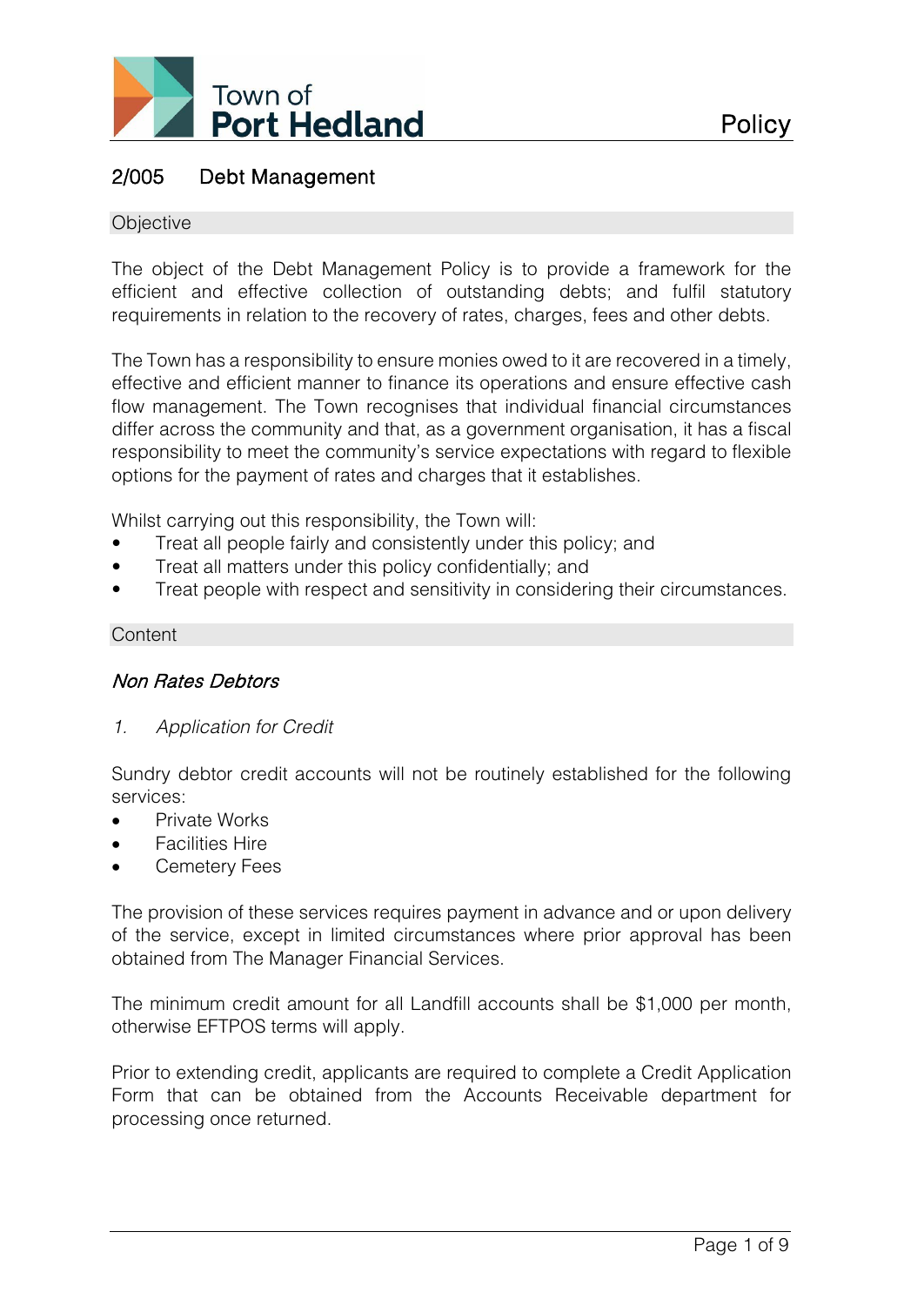# 2/005 Debt Management

## Objective

The object of the Debt Management Policy is to provide a framework for the efficient and effective collection of outstanding debts; and fulfil statutory requirements in relation to the recovery of rates, charges, fees and other debts.

The Town has a responsibility to ensure monies owed to it are recovered in a timely, effective and efficient manner to finance its operations and ensure effective cash flow management. The Town recognises that individual financial circumstances differ across the community and that, as a government organisation, it has a fiscal responsibility to meet the community's service expectations with regard to flexible options for the payment of rates and charges that it establishes.

Whilst carrying out this responsibility, the Town will:

- Treat all people fairly and consistently under this policy; and
- Treat all matters under this policy confidentially; and
- Treat people with respect and sensitivity in considering their circumstances.

## Content

### *Non Rates Debtors*

*1. Application for Credit*

Sundry debtor credit accounts will not be routinely established for the following services:

- Private Works
- Facilities Hire
- Cemetery Fees

The provision of these services requires payment in advance and or upon delivery of the service, except in limited circumstances where prior approval has been obtained from The Manager Financial Services.

The minimum credit amount for all Landfill accounts shall be $1,000 per month, otherwise EFTPOS terms will apply.

Prior to extending credit, applicants are required to complete a Credit Application Form that can be obtained from the Accounts Receivable department for processing once returned.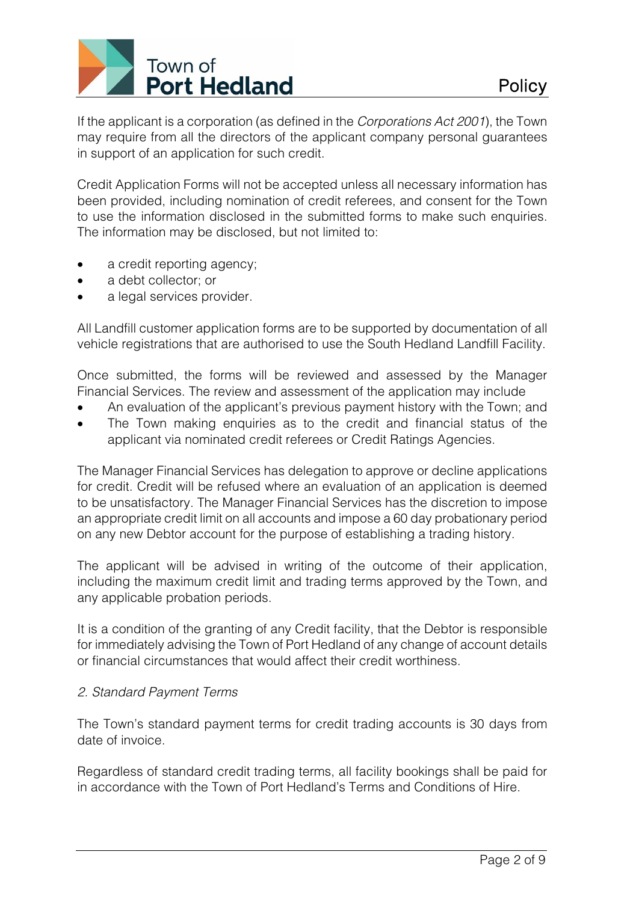If the applicant is a corporation (as defined in the *Corporations Act 2001*), the Town may require from all the directors of the applicant company personal guarantees in support of an application for such credit.

Credit Application Forms will not be accepted unless all necessary information has been provided, including nomination of credit referees, and consent for the Town to use the information disclosed in the submitted forms to make such enquiries. The information may be disclosed, but not limited to:

- a credit reporting agency;
- a debt collector; or
- a legal services provider.

All Landfill customer application forms are to be supported by documentation of all vehicle registrations that are authorised to use the South Hedland Landfill Facility.

Once submitted, the forms will be reviewed and assessed by the Manager Financial Services. The review and assessment of the application may include

- An evaluation of the applicant's previous payment history with the Town; and
- The Town making enquiries as to the credit and financial status of the applicant via nominated credit referees or Credit Ratings Agencies.

The Manager Financial Services has delegation to approve or decline applications for credit. Credit will be refused where an evaluation of an application is deemed to be unsatisfactory. The Manager Financial Services has the discretion to impose an appropriate credit limit on all accounts and impose a 60 day probationary period on any new Debtor account for the purpose of establishing a trading history.

The applicant will be advised in writing of the outcome of their application, including the maximum credit limit and trading terms approved by the Town, and any applicable probation periods.

It is a condition of the granting of any Credit facility, that the Debtor is responsible for immediately advising the Town of Port Hedland of any change of account details or financial circumstances that would affect their credit worthiness.

*2. Standard Payment Terms*

The Town's standard payment terms for credit trading accounts is 30 days from date of invoice.

Regardless of standard credit trading terms, all facility bookings shall be paid for in accordance with the Town of Port Hedland's Terms and Conditions of Hire.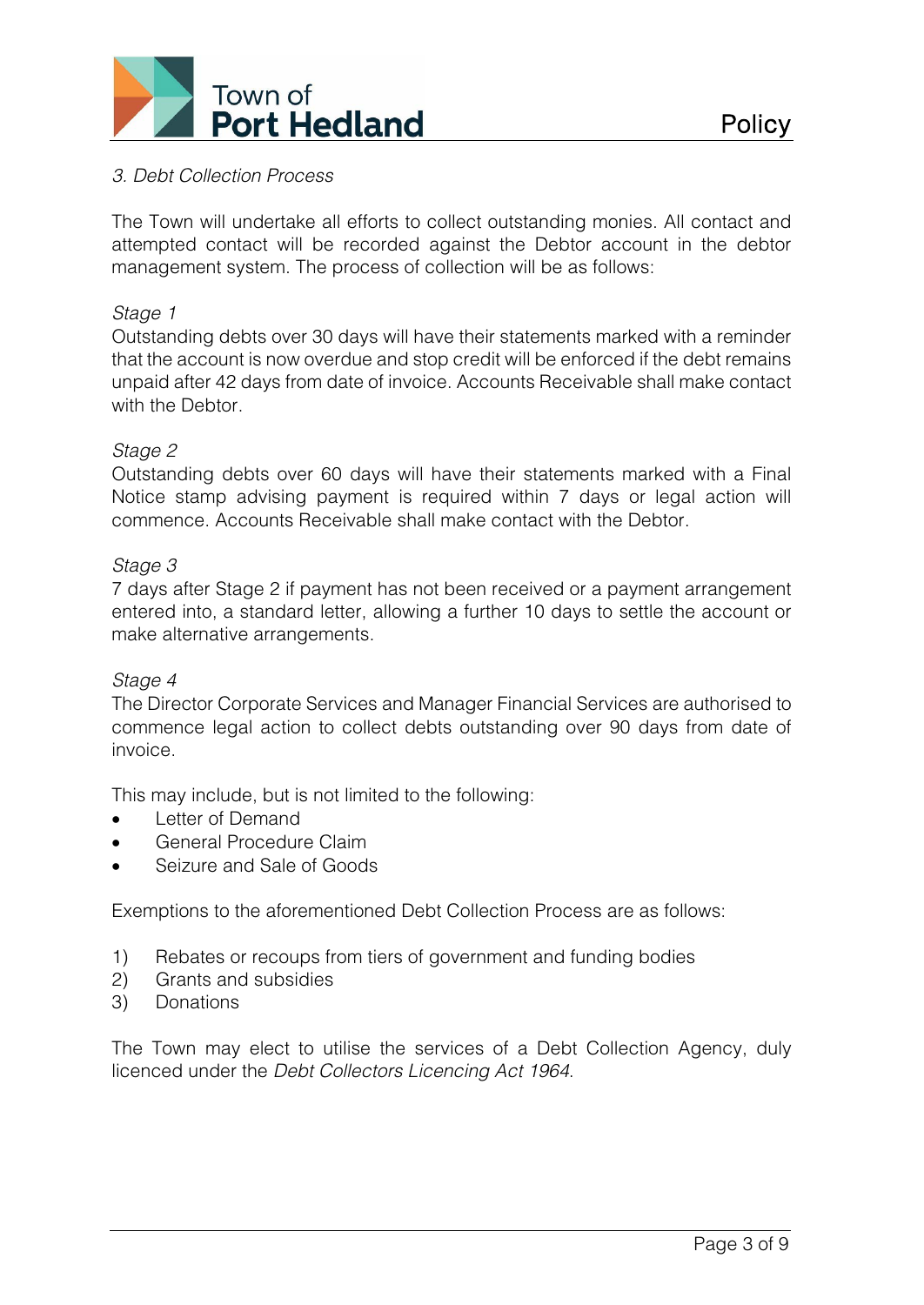*3. Debt Collection Process*

The Town will undertake all efforts to collect outstanding monies. All contact and attempted contact will be recorded against the Debtor account in the debtor management system. The process of collection will be as follows:

*Stage 1*
Outstanding debts over 30 days will have their statements marked with a reminder that the account is now overdue and stop credit will be enforced if the debt remains unpaid after 42 days from date of invoice. Accounts Receivable shall make contact with the Debtor.

*Stage 2*
Outstanding debts over 60 days will have their statements marked with a Final Notice stamp advising payment is required within 7 days or legal action will commence. Accounts Receivable shall make contact with the Debtor.

*Stage 3*
7 days after Stage 2 if payment has not been received or a payment arrangement entered into, a standard letter, allowing a further 10 days to settle the account or make alternative arrangements.

*Stage 4*
The Director Corporate Services and Manager Financial Services are authorised to commence legal action to collect debts outstanding over 90 days from date of invoice.

This may include, but is not limited to the following:

- Letter of Demand
- General Procedure Claim
- Seizure and Sale of Goods

Exemptions to the aforementioned Debt Collection Process are as follows:

1) Rebates or recoups from tiers of government and funding bodies
2) Grants and subsidies
3) Donations

The Town may elect to utilise the services of a Debt Collection Agency, duly licenced under the *Debt Collectors Licencing Act 1964*.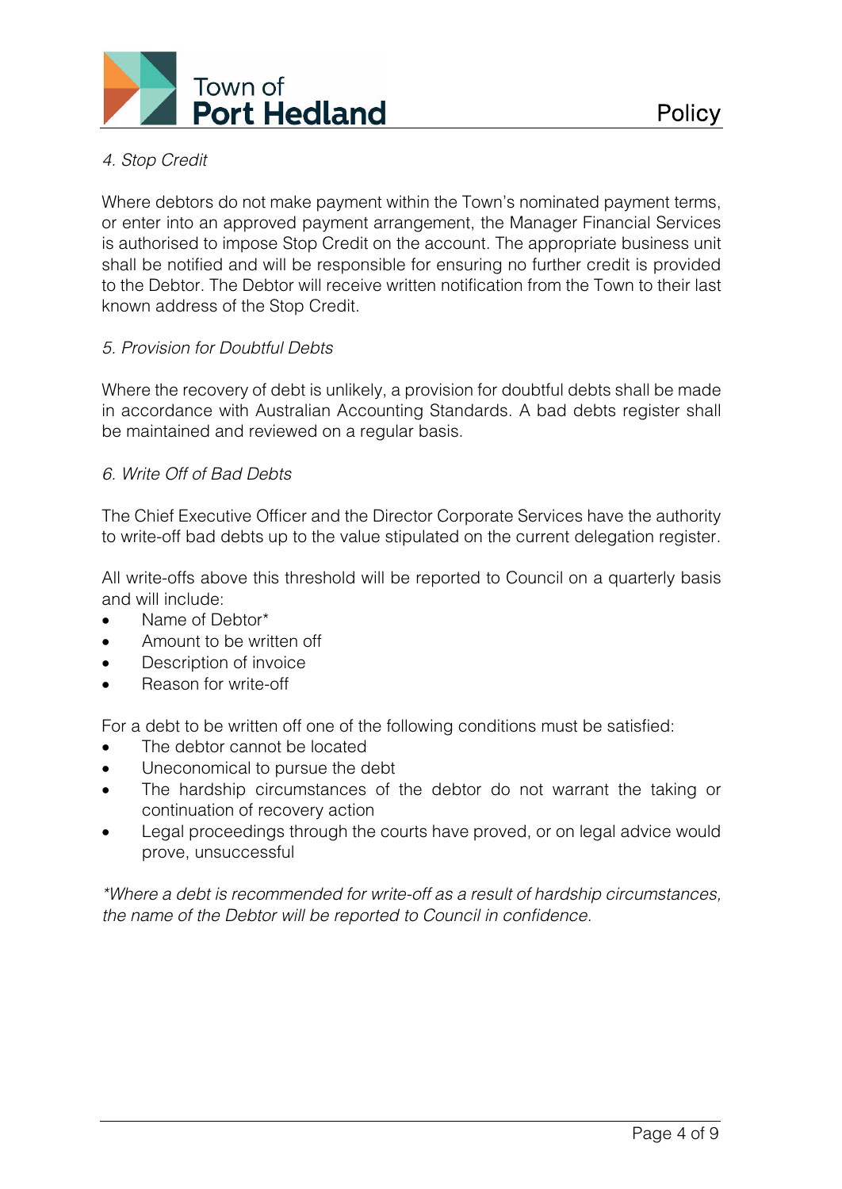*4. Stop Credit*

Where debtors do not make payment within the Town's nominated payment terms, or enter into an approved payment arrangement, the Manager Financial Services is authorised to impose Stop Credit on the account. The appropriate business unit shall be notified and will be responsible for ensuring no further credit is provided to the Debtor. The Debtor will receive written notification from the Town to their last known address of the Stop Credit.

*5. Provision for Doubtful Debts*

Where the recovery of debt is unlikely, a provision for doubtful debts shall be made in accordance with Australian Accounting Standards. A bad debts register shall be maintained and reviewed on a regular basis.

*6. Write Off of Bad Debts*

The Chief Executive Officer and the Director Corporate Services have the authority to write-off bad debts up to the value stipulated on the current delegation register.

All write-offs above this threshold will be reported to Council on a quarterly basis and will include:

- Name of Debtor*
- Amount to be written off
- Description of invoice
- Reason for write-off

For a debt to be written off one of the following conditions must be satisfied:

- The debtor cannot be located
- Uneconomical to pursue the debt
- The hardship circumstances of the debtor do not warrant the taking or continuation of recovery action
- Legal proceedings through the courts have proved, or on legal advice would prove, unsuccessful

*\*Where a debt is recommended for write-off as a result of hardship circumstances, the name of the Debtor will be reported to Council in confidence.*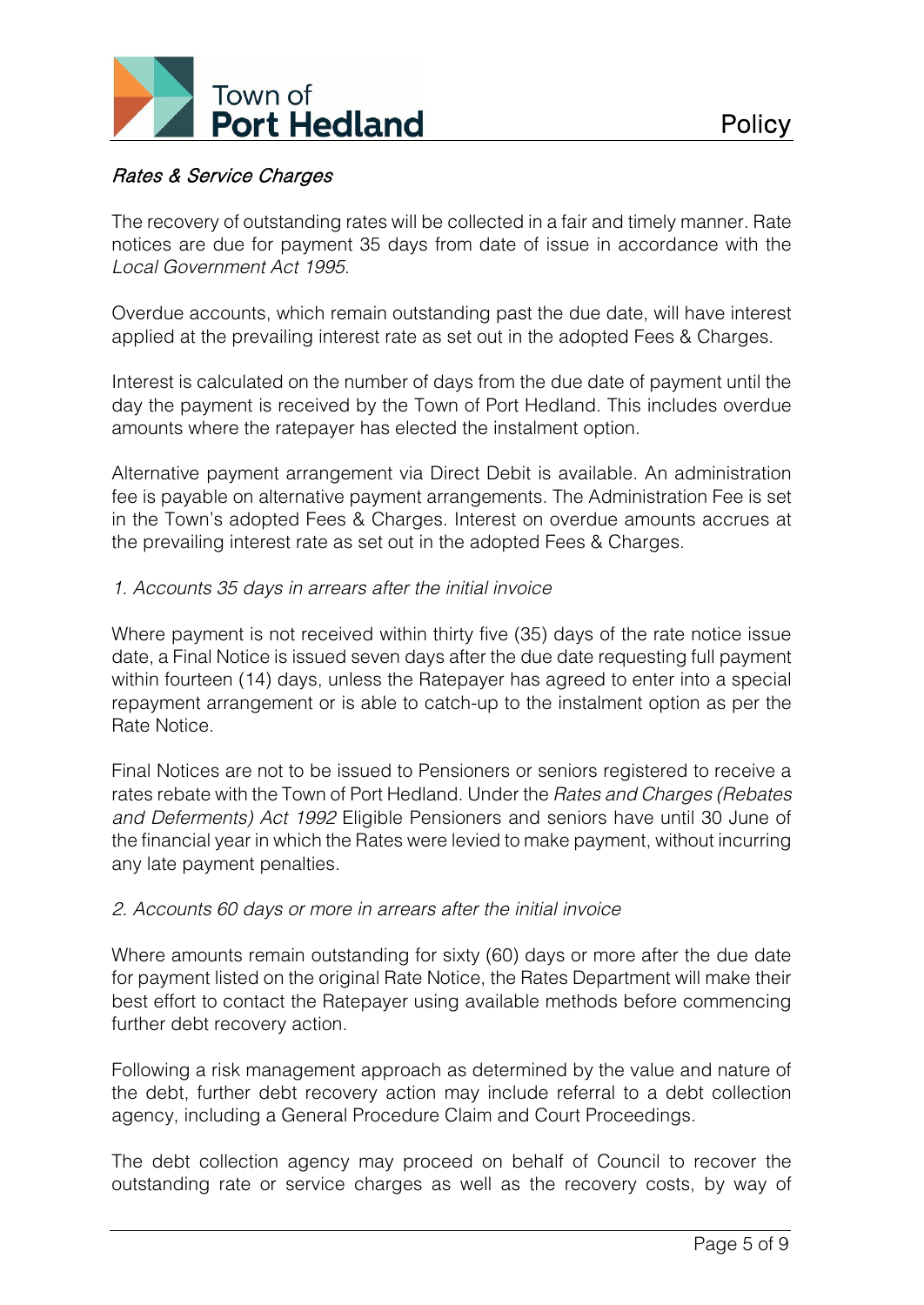*Rates & Service Charges*

The recovery of outstanding rates will be collected in a fair and timely manner. Rate notices are due for payment 35 days from date of issue in accordance with the *Local Government Act 1995*.

Overdue accounts, which remain outstanding past the due date, will have interest applied at the prevailing interest rate as set out in the adopted Fees & Charges.

Interest is calculated on the number of days from the due date of payment until the day the payment is received by the Town of Port Hedland. This includes overdue amounts where the ratepayer has elected the instalment option.

Alternative payment arrangement via Direct Debit is available. An administration fee is payable on alternative payment arrangements. The Administration Fee is set in the Town's adopted Fees & Charges. Interest on overdue amounts accrues at the prevailing interest rate as set out in the adopted Fees & Charges.

*1. Accounts 35 days in arrears after the initial invoice*

Where payment is not received within thirty five (35) days of the rate notice issue date, a Final Notice is issued seven days after the due date requesting full payment within fourteen (14) days, unless the Ratepayer has agreed to enter into a special repayment arrangement or is able to catch-up to the instalment option as per the Rate Notice.

Final Notices are not to be issued to Pensioners or seniors registered to receive a rates rebate with the Town of Port Hedland. Under the *Rates and Charges (Rebates and Deferments) Act 1992* Eligible Pensioners and seniors have until 30 June of the financial year in which the Rates were levied to make payment, without incurring any late payment penalties.

*2. Accounts 60 days or more in arrears after the initial invoice*

Where amounts remain outstanding for sixty (60) days or more after the due date for payment listed on the original Rate Notice, the Rates Department will make their best effort to contact the Ratepayer using available methods before commencing further debt recovery action.

Following a risk management approach as determined by the value and nature of the debt, further debt recovery action may include referral to a debt collection agency, including a General Procedure Claim and Court Proceedings.

The debt collection agency may proceed on behalf of Council to recover the outstanding rate or service charges as well as the recovery costs, by way of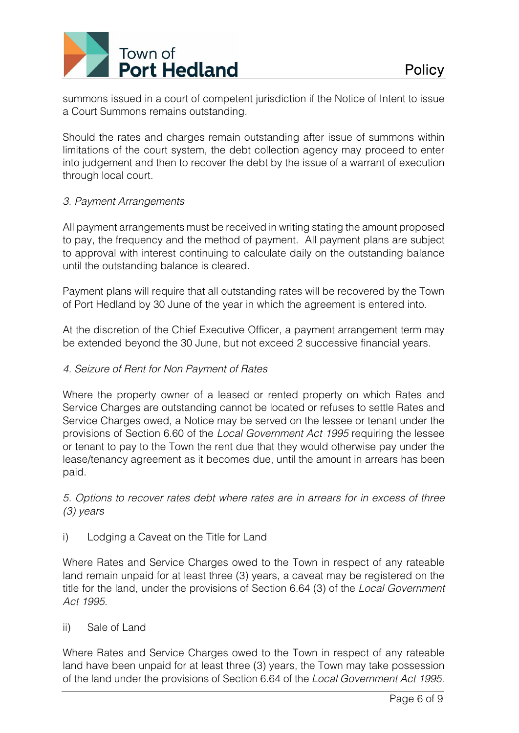summons issued in a court of competent jurisdiction if the Notice of Intent to issue a Court Summons remains outstanding.

Should the rates and charges remain outstanding after issue of summons within limitations of the court system, the debt collection agency may proceed to enter into judgement and then to recover the debt by the issue of a warrant of execution through local court.

*3. Payment Arrangements*

All payment arrangements must be received in writing stating the amount proposed to pay, the frequency and the method of payment. All payment plans are subject to approval with interest continuing to calculate daily on the outstanding balance until the outstanding balance is cleared.

Payment plans will require that all outstanding rates will be recovered by the Town of Port Hedland by 30 June of the year in which the agreement is entered into.

At the discretion of the Chief Executive Officer, a payment arrangement term may be extended beyond the 30 June, but not exceed 2 successive financial years.

*4. Seizure of Rent for Non Payment of Rates*

Where the property owner of a leased or rented property on which Rates and Service Charges are outstanding cannot be located or refuses to settle Rates and Service Charges owed, a Notice may be served on the lessee or tenant under the provisions of Section 6.60 of the *Local Government Act 1995* requiring the lessee or tenant to pay to the Town the rent due that they would otherwise pay under the lease/tenancy agreement as it becomes due, until the amount in arrears has been paid.

*5. Options to recover rates debt where rates are in arrears for in excess of three (3) years*

i) Lodging a Caveat on the Title for Land

Where Rates and Service Charges owed to the Town in respect of any rateable land remain unpaid for at least three (3) years, a caveat may be registered on the title for the land, under the provisions of Section 6.64 (3) of the *Local Government Act 1995*.

ii) Sale of Land

Where Rates and Service Charges owed to the Town in respect of any rateable land have been unpaid for at least three (3) years, the Town may take possession of the land under the provisions of Section 6.64 of the *Local Government Act 1995*.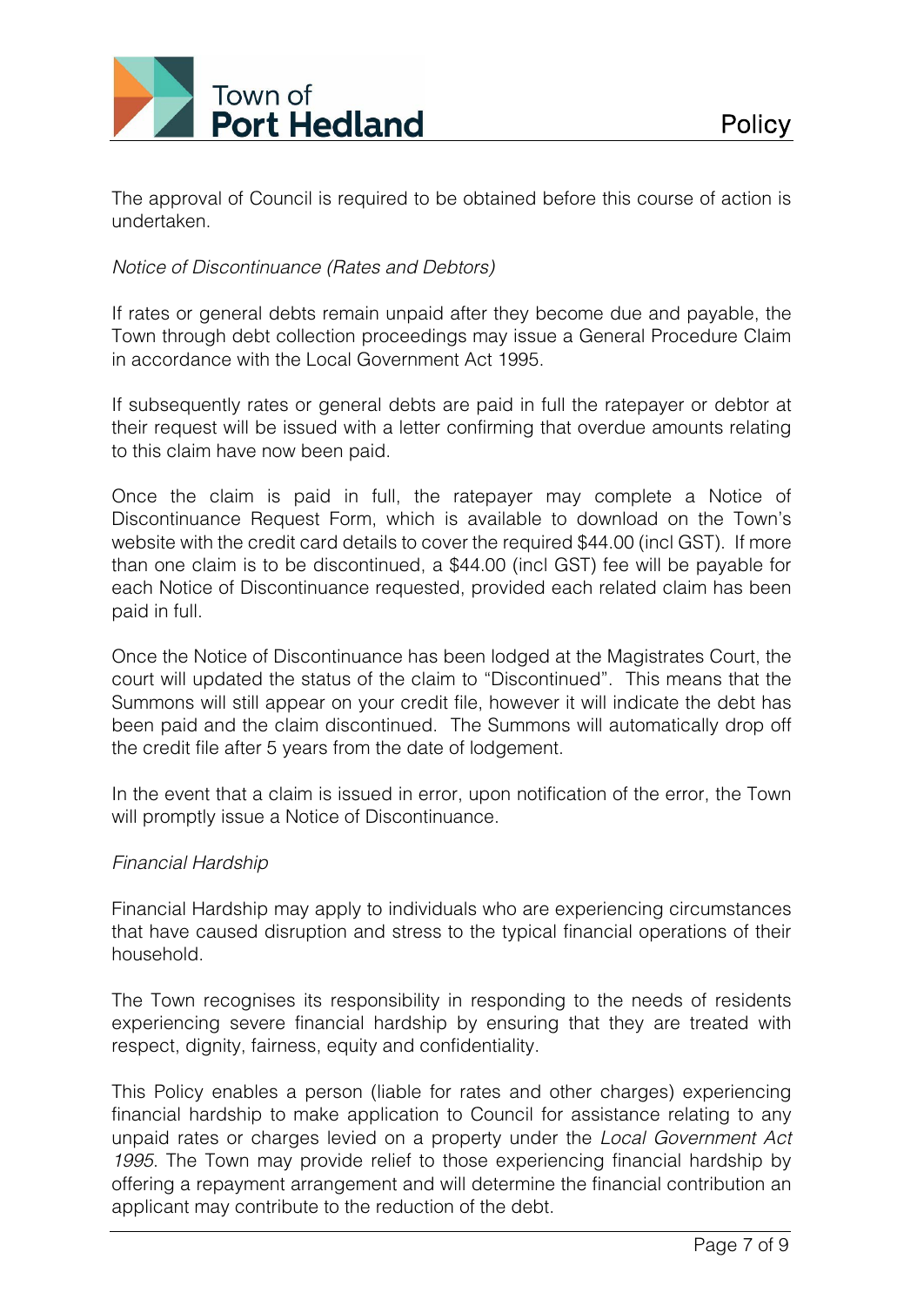The approval of Council is required to be obtained before this course of action is undertaken.

*Notice of Discontinuance (Rates and Debtors)*

If rates or general debts remain unpaid after they become due and payable, the Town through debt collection proceedings may issue a General Procedure Claim in accordance with the Local Government Act 1995.

If subsequently rates or general debts are paid in full the ratepayer or debtor at their request will be issued with a letter confirming that overdue amounts relating to this claim have now been paid.

Once the claim is paid in full, the ratepayer may complete a Notice of Discontinuance Request Form, which is available to download on the Town's website with the credit card details to cover the required $44.00 (incl GST). If more than one claim is to be discontinued, a $44.00 (incl GST) fee will be payable for each Notice of Discontinuance requested, provided each related claim has been paid in full.

Once the Notice of Discontinuance has been lodged at the Magistrates Court, the court will updated the status of the claim to "Discontinued". This means that the Summons will still appear on your credit file, however it will indicate the debt has been paid and the claim discontinued. The Summons will automatically drop off the credit file after 5 years from the date of lodgement.

In the event that a claim is issued in error, upon notification of the error, the Town will promptly issue a Notice of Discontinuance.

*Financial Hardship*

Financial Hardship may apply to individuals who are experiencing circumstances that have caused disruption and stress to the typical financial operations of their household.

The Town recognises its responsibility in responding to the needs of residents experiencing severe financial hardship by ensuring that they are treated with respect, dignity, fairness, equity and confidentiality.

This Policy enables a person (liable for rates and other charges) experiencing financial hardship to make application to Council for assistance relating to any unpaid rates or charges levied on a property under the *Local Government Act 1995*. The Town may provide relief to those experiencing financial hardship by offering a repayment arrangement and will determine the financial contribution an applicant may contribute to the reduction of the debt.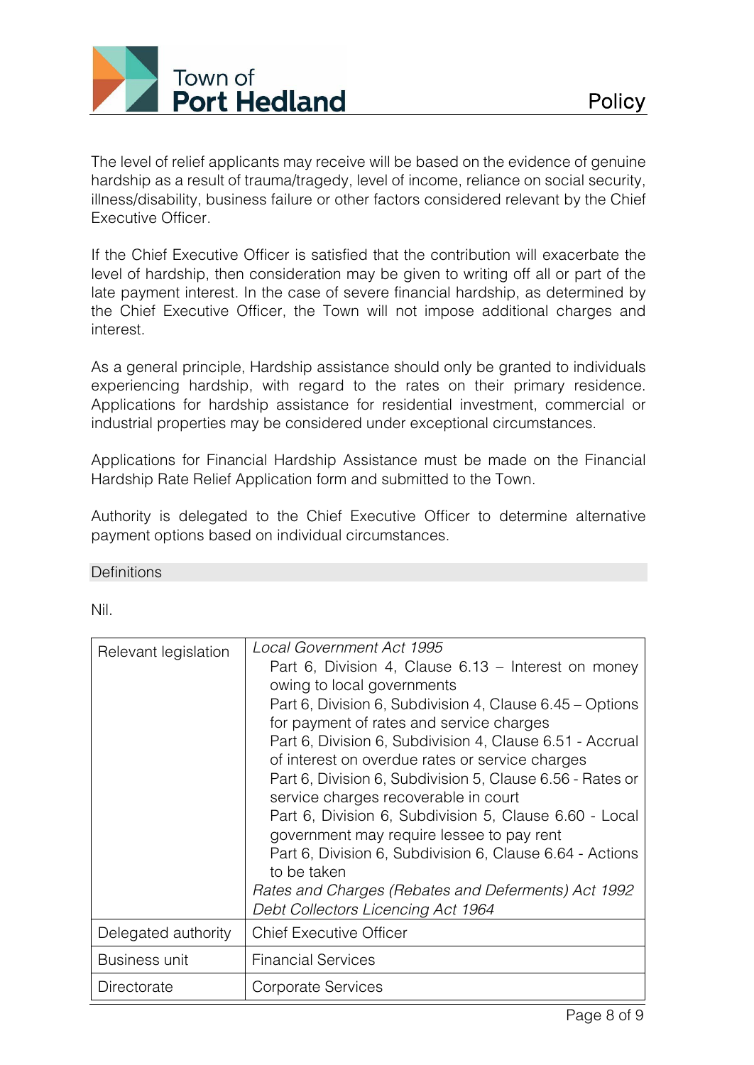The level of relief applicants may receive will be based on the evidence of genuine hardship as a result of trauma/tragedy, level of income, reliance on social security, illness/disability, business failure or other factors considered relevant by the Chief Executive Officer.

If the Chief Executive Officer is satisfied that the contribution will exacerbate the level of hardship, then consideration may be given to writing off all or part of the late payment interest. In the case of severe financial hardship, as determined by the Chief Executive Officer, the Town will not impose additional charges and interest.

As a general principle, Hardship assistance should only be granted to individuals experiencing hardship, with regard to the rates on their primary residence. Applications for hardship assistance for residential investment, commercial or industrial properties may be considered under exceptional circumstances.

Applications for Financial Hardship Assistance must be made on the Financial Hardship Rate Relief Application form and submitted to the Town.

Authority is delegated to the Chief Executive Officer to determine alternative payment options based on individual circumstances.

## Definitions

Nil.

| Relevant legislation | *Local Government Act 1995*<br>Part 6, Division 4, Clause 6.13 – Interest on money owing to local governments<br>Part 6, Division 6, Subdivision 4, Clause 6.45 – Options for payment of rates and service charges<br>Part 6, Division 6, Subdivision 4, Clause 6.51 - Accrual of interest on overdue rates or service charges<br>Part 6, Division 6, Subdivision 5, Clause 6.56 - Rates or service charges recoverable in court<br>Part 6, Division 6, Subdivision 5, Clause 6.60 - Local government may require lessee to pay rent<br>Part 6, Division 6, Subdivision 6, Clause 6.64 - Actions to be taken<br>*Rates and Charges (Rebates and Deferments) Act 1992*<br>*Debt Collectors Licencing Act 1964* |
|---|---|
| Delegated authority | Chief Executive Officer |
| Business unit | Financial Services |
| Directorate | Corporate Services |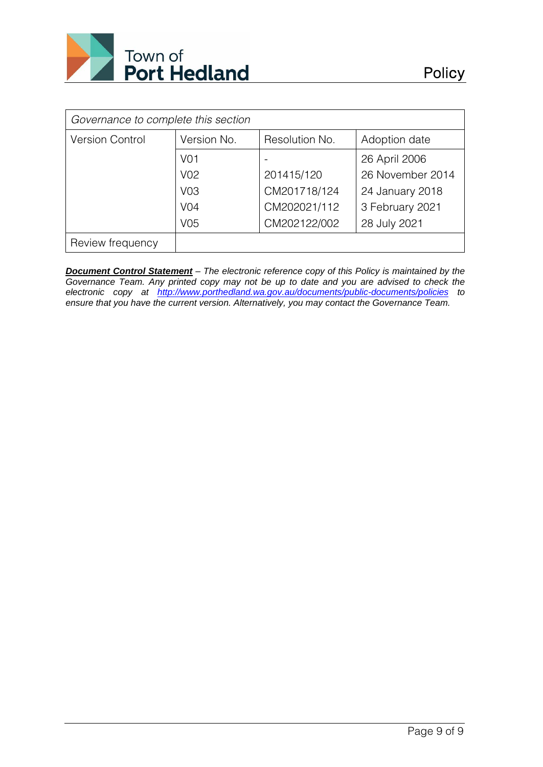| Governance to complete this section | | | |
|---|---|---|---|
| Version Control | Version No. | Resolution No. | Adoption date |
| | V01 | - | 26 April 2006 |
| | V02 | 201415/120 | 26 November 2014 |
| | V03 | CM201718/124 | 24 January 2018 |
| | V04 | CM202021/112 | 3 February 2021 |
| | V05 | CM202122/002 | 28 July 2021 |
| Review frequency | | | |

***Document Control Statement*** *– The electronic reference copy of this Policy is maintained by the Governance Team. Any printed copy may not be up to date and you are advised to check the electronic copy at [http://www.porthedland.wa.gov.au/documents/public-documents/policies](http://www.porthedland.wa.gov.au/documents/public-documents/policies) to ensure that you have the current version. Alternatively, you may contact the Governance Team.*